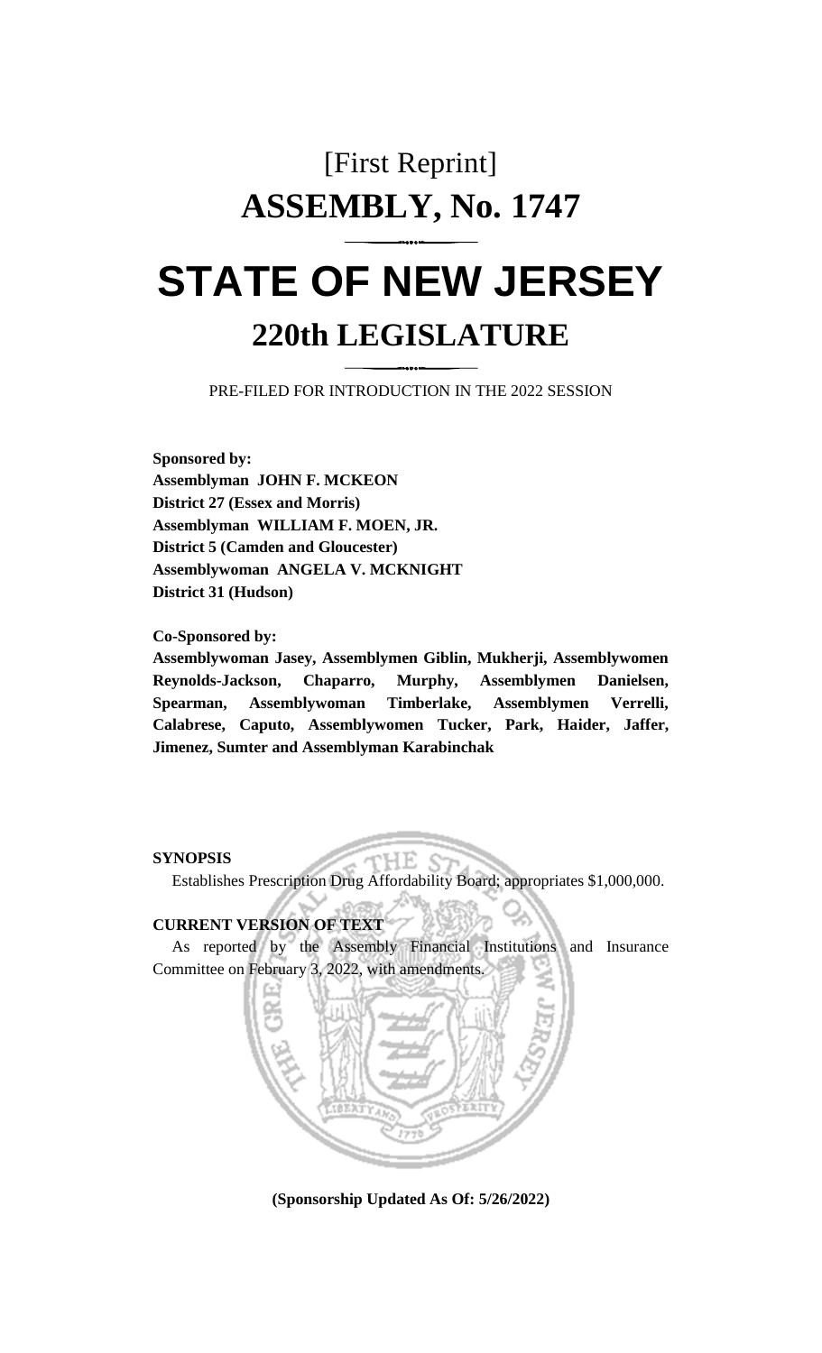[First Reprint]

# ASSEMBLY, No. 1747

# STATE OF NEW JERSEY

## 220th LEGISLATURE

PRE-FILED FOR INTRODUCTION IN THE 2022 SESSION

**Sponsored by:**
**Assemblyman JOHN F. MCKEON**
**District 27 (Essex and Morris)**
**Assemblyman WILLIAM F. MOEN, JR.**
**District 5 (Camden and Gloucester)**
**Assemblywoman ANGELA V. MCKNIGHT**
**District 31 (Hudson)**

**Co-Sponsored by:**
**Assemblywoman Jasey, Assemblymen Giblin, Mukherji, Assemblywomen Reynolds-Jackson, Chaparro, Murphy, Assemblymen Danielsen, Spearman, Assemblywoman Timberlake, Assemblymen Verrelli, Calabrese, Caputo, Assemblywomen Tucker, Park, Haider, Jaffer, Jimenez, Sumter and Assemblyman Karabinchak**

**SYNOPSIS**

Establishes Prescription Drug Affordability Board; appropriates $1,000,000.

**CURRENT VERSION OF TEXT**

As reported by the Assembly Financial Institutions and Insurance Committee on February 3, 2022, with amendments.

**(Sponsorship Updated As Of: 5/26/2022)**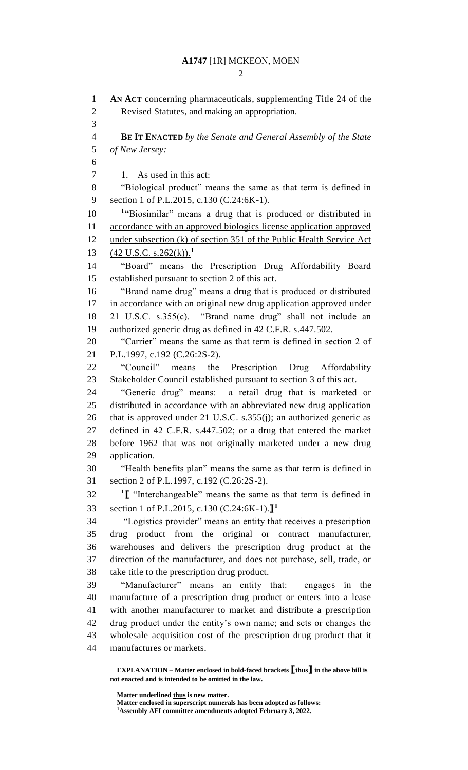**AN ACT** concerning pharmaceuticals, supplementing Title 24 of the Revised Statutes, and making an appropriation.

**BE IT ENACTED** *by the Senate and General Assembly of the State of New Jersey:*

1. As used in this act:

"Biological product" means the same as that term is defined in section 1 of P.L.2015, c.130 (C.24:6K-1).

[1]"Biosimilar" means a drug that is produced or distributed in accordance with an approved biologics license application approved under subsection (k) of section 351 of the Public Health Service Act (42 U.S.C. s.262(k)).[1]

"Board" means the Prescription Drug Affordability Board established pursuant to section 2 of this act.

"Brand name drug" means a drug that is produced or distributed in accordance with an original new drug application approved under 21 U.S.C. s.355(c). "Brand name drug" shall not include an authorized generic drug as defined in 42 C.F.R. s.447.502.

"Carrier" means the same as that term is defined in section 2 of P.L.1997, c.192 (C.26:2S-2).

"Council" means the Prescription Drug Affordability Stakeholder Council established pursuant to section 3 of this act.

"Generic drug" means: a retail drug that is marketed or distributed in accordance with an abbreviated new drug application that is approved under 21 U.S.C. s.355(j); an authorized generic as defined in 42 C.F.R. s.447.502; or a drug that entered the market before 1962 that was not originally marketed under a new drug application.

"Health benefits plan" means the same as that term is defined in section 2 of P.L.1997, c.192 (C.26:2S-2).

[1]**[** "Interchangeable" means the same as that term is defined in section 1 of P.L.2015, c.130 (C.24:6K-1).**]**[1]

"Logistics provider" means an entity that receives a prescription drug product from the original or contract manufacturer, warehouses and delivers the prescription drug product at the direction of the manufacturer, and does not purchase, sell, trade, or take title to the prescription drug product.

"Manufacturer" means an entity that: engages in the manufacture of a prescription drug product or enters into a lease with another manufacturer to market and distribute a prescription drug product under the entity's own name; and sets or changes the wholesale acquisition cost of the prescription drug product that it manufactures or markets.

**EXPLANATION – Matter enclosed in bold-faced brackets [thus] in the above bill is not enacted and is intended to be omitted in the law.**

**Matter underlined thus is new matter.**
**Matter enclosed in superscript numerals has been adopted as follows:**
[1]**Assembly AFI committee amendments adopted February 3, 2022.**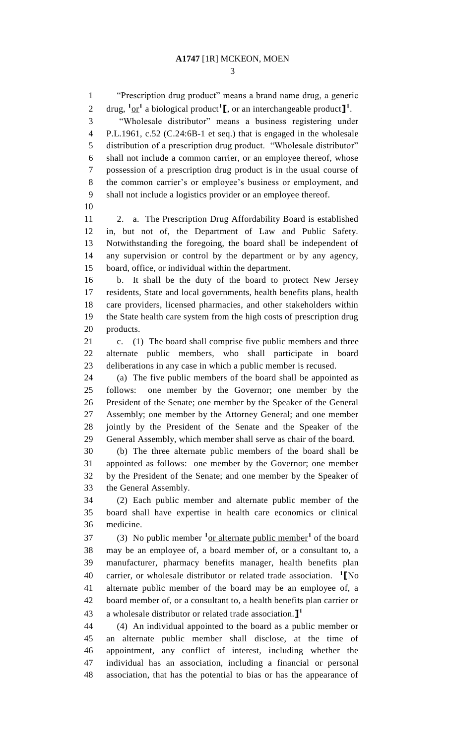"Prescription drug product" means a brand name drug, a generic drug, [1]<u>or</u>[1] a biological product[1]**[**, or an interchangeable product**]**[1].

"Wholesale distributor" means a business registering under P.L.1961, c.52 (C.24:6B-1 et seq.) that is engaged in the wholesale distribution of a prescription drug product. "Wholesale distributor" shall not include a common carrier, or an employee thereof, whose possession of a prescription drug product is in the usual course of the common carrier's or employee's business or employment, and shall not include a logistics provider or an employee thereof.

2. a. The Prescription Drug Affordability Board is established in, but not of, the Department of Law and Public Safety. Notwithstanding the foregoing, the board shall be independent of any supervision or control by the department or by any agency, board, office, or individual within the department.

b. It shall be the duty of the board to protect New Jersey residents, State and local governments, health benefits plans, health care providers, licensed pharmacies, and other stakeholders within the State health care system from the high costs of prescription drug products.

c. (1) The board shall comprise five public members and three alternate public members, who shall participate in board deliberations in any case in which a public member is recused.

(a) The five public members of the board shall be appointed as follows: one member by the Governor; one member by the President of the Senate; one member by the Speaker of the General Assembly; one member by the Attorney General; and one member jointly by the President of the Senate and the Speaker of the General Assembly, which member shall serve as chair of the board.

(b) The three alternate public members of the board shall be appointed as follows: one member by the Governor; one member by the President of the Senate; and one member by the Speaker of the General Assembly.

(2) Each public member and alternate public member of the board shall have expertise in health care economics or clinical medicine.

(3) No public member [1]<u>or alternate public member</u>[1] of the board may be an employee of, a board member of, or a consultant to, a manufacturer, pharmacy benefits manager, health benefits plan carrier, or wholesale distributor or related trade association. [1]**[**No alternate public member of the board may be an employee of, a board member of, or a consultant to, a health benefits plan carrier or a wholesale distributor or related trade association.**]**[1]

(4) An individual appointed to the board as a public member or an alternate public member shall disclose, at the time of appointment, any conflict of interest, including whether the individual has an association, including a financial or personal association, that has the potential to bias or has the appearance of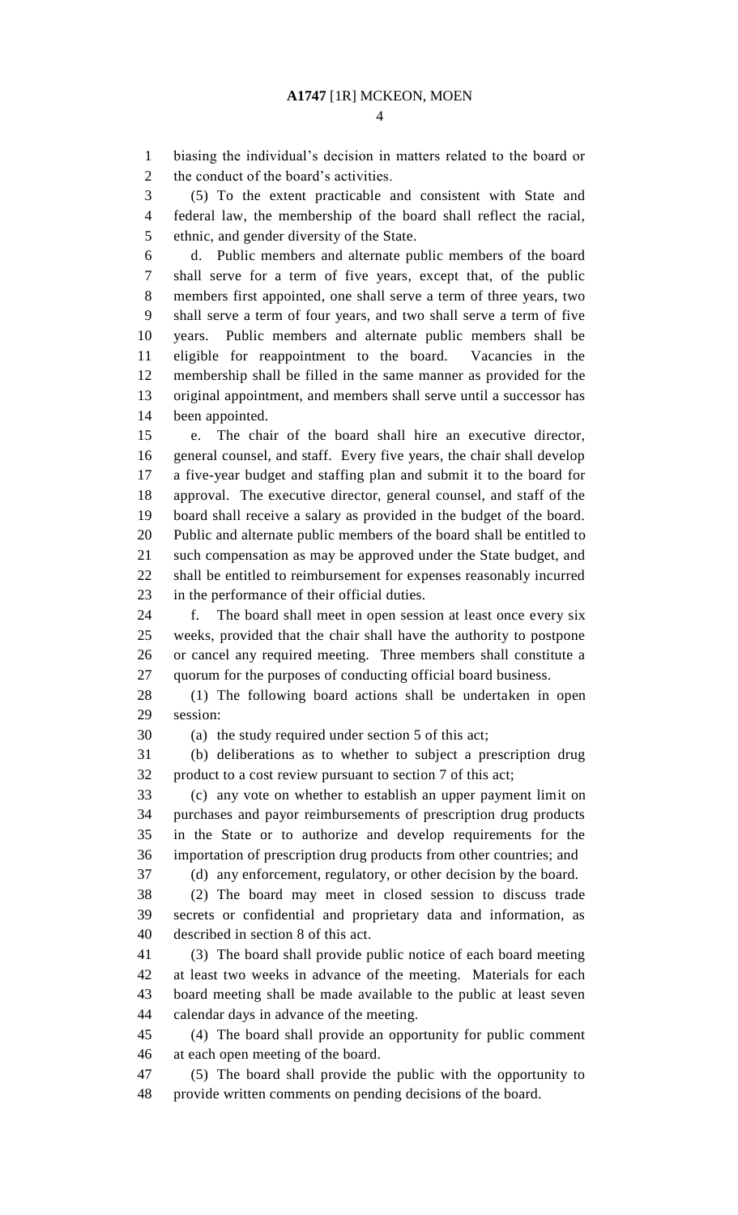biasing the individual's decision in matters related to the board or the conduct of the board's activities.

(5) To the extent practicable and consistent with State and federal law, the membership of the board shall reflect the racial, ethnic, and gender diversity of the State.

d. Public members and alternate public members of the board shall serve for a term of five years, except that, of the public members first appointed, one shall serve a term of three years, two shall serve a term of four years, and two shall serve a term of five years. Public members and alternate public members shall be eligible for reappointment to the board. Vacancies in the membership shall be filled in the same manner as provided for the original appointment, and members shall serve until a successor has been appointed.

e. The chair of the board shall hire an executive director, general counsel, and staff. Every five years, the chair shall develop a five-year budget and staffing plan and submit it to the board for approval. The executive director, general counsel, and staff of the board shall receive a salary as provided in the budget of the board. Public and alternate public members of the board shall be entitled to such compensation as may be approved under the State budget, and shall be entitled to reimbursement for expenses reasonably incurred in the performance of their official duties.

f. The board shall meet in open session at least once every six weeks, provided that the chair shall have the authority to postpone or cancel any required meeting. Three members shall constitute a quorum for the purposes of conducting official board business.

(1) The following board actions shall be undertaken in open session:

(a) the study required under section 5 of this act;

(b) deliberations as to whether to subject a prescription drug product to a cost review pursuant to section 7 of this act;

(c) any vote on whether to establish an upper payment limit on purchases and payor reimbursements of prescription drug products in the State or to authorize and develop requirements for the importation of prescription drug products from other countries; and

(d) any enforcement, regulatory, or other decision by the board.

(2) The board may meet in closed session to discuss trade secrets or confidential and proprietary data and information, as described in section 8 of this act.

(3) The board shall provide public notice of each board meeting at least two weeks in advance of the meeting. Materials for each board meeting shall be made available to the public at least seven calendar days in advance of the meeting.

(4) The board shall provide an opportunity for public comment at each open meeting of the board.

(5) The board shall provide the public with the opportunity to provide written comments on pending decisions of the board.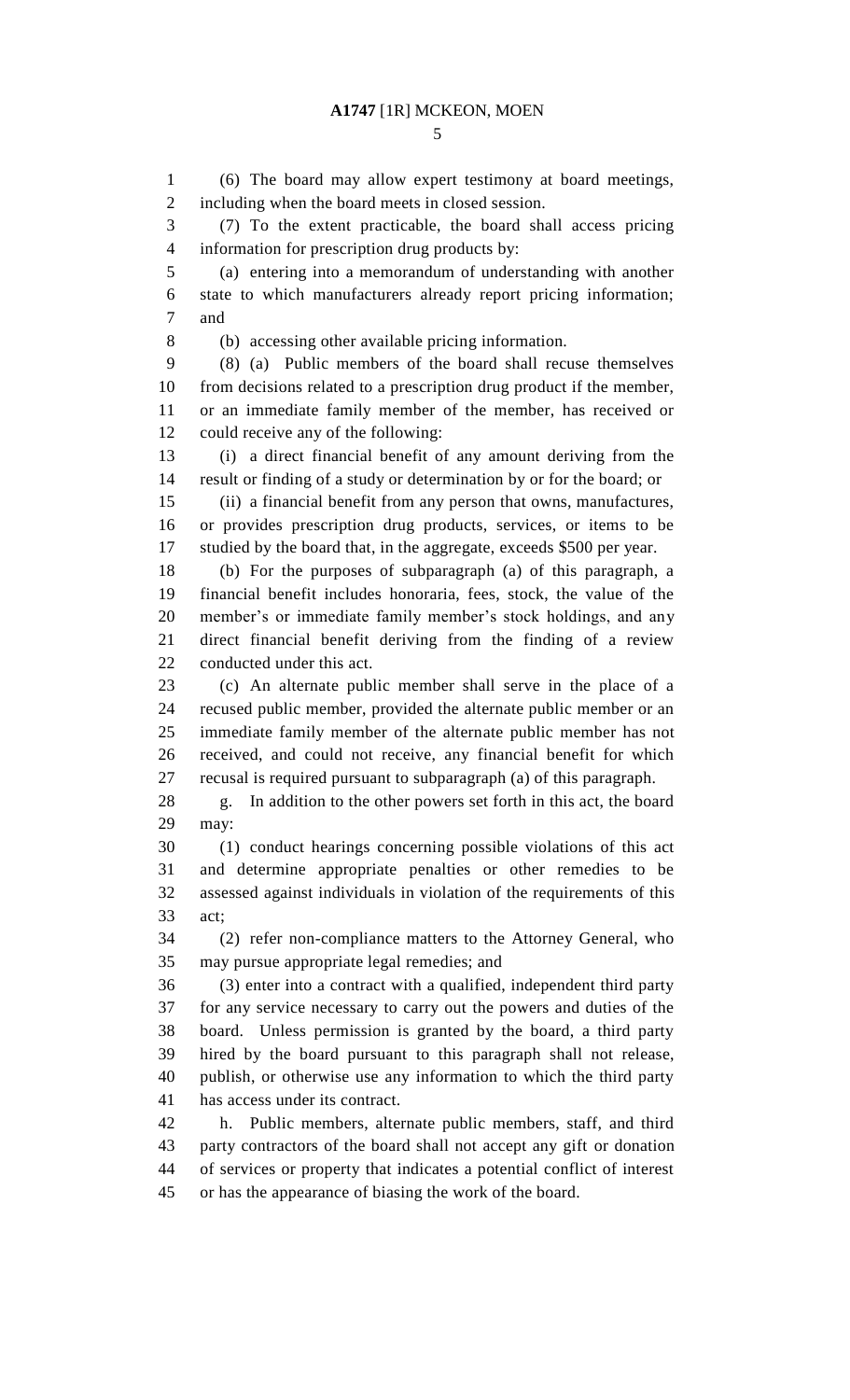(6) The board may allow expert testimony at board meetings, including when the board meets in closed session.

(7) To the extent practicable, the board shall access pricing information for prescription drug products by:

(a) entering into a memorandum of understanding with another state to which manufacturers already report pricing information; and

(b) accessing other available pricing information.

(8) (a) Public members of the board shall recuse themselves from decisions related to a prescription drug product if the member, or an immediate family member of the member, has received or could receive any of the following:

(i) a direct financial benefit of any amount deriving from the result or finding of a study or determination by or for the board; or

(ii) a financial benefit from any person that owns, manufactures, or provides prescription drug products, services, or items to be studied by the board that, in the aggregate, exceeds $500 per year.

(b) For the purposes of subparagraph (a) of this paragraph, a financial benefit includes honoraria, fees, stock, the value of the member's or immediate family member's stock holdings, and any direct financial benefit deriving from the finding of a review conducted under this act.

(c) An alternate public member shall serve in the place of a recused public member, provided the alternate public member or an immediate family member of the alternate public member has not received, and could not receive, any financial benefit for which recusal is required pursuant to subparagraph (a) of this paragraph.

g. In addition to the other powers set forth in this act, the board may:

(1) conduct hearings concerning possible violations of this act and determine appropriate penalties or other remedies to be assessed against individuals in violation of the requirements of this act;

(2) refer non-compliance matters to the Attorney General, who may pursue appropriate legal remedies; and

(3) enter into a contract with a qualified, independent third party for any service necessary to carry out the powers and duties of the board. Unless permission is granted by the board, a third party hired by the board pursuant to this paragraph shall not release, publish, or otherwise use any information to which the third party has access under its contract.

h. Public members, alternate public members, staff, and third party contractors of the board shall not accept any gift or donation of services or property that indicates a potential conflict of interest or has the appearance of biasing the work of the board.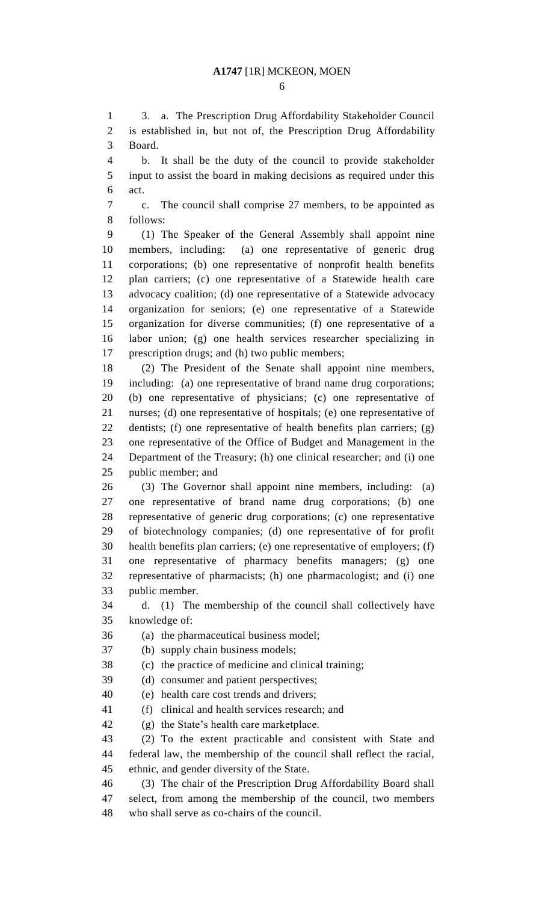3. a. The Prescription Drug Affordability Stakeholder Council is established in, but not of, the Prescription Drug Affordability Board.

b. It shall be the duty of the council to provide stakeholder input to assist the board in making decisions as required under this act.

c. The council shall comprise 27 members, to be appointed as follows:

(1) The Speaker of the General Assembly shall appoint nine members, including: (a) one representative of generic drug corporations; (b) one representative of nonprofit health benefits plan carriers; (c) one representative of a Statewide health care advocacy coalition; (d) one representative of a Statewide advocacy organization for seniors; (e) one representative of a Statewide organization for diverse communities; (f) one representative of a labor union; (g) one health services researcher specializing in prescription drugs; and (h) two public members;

(2) The President of the Senate shall appoint nine members, including: (a) one representative of brand name drug corporations; (b) one representative of physicians; (c) one representative of nurses; (d) one representative of hospitals; (e) one representative of dentists; (f) one representative of health benefits plan carriers; (g) one representative of the Office of Budget and Management in the Department of the Treasury; (h) one clinical researcher; and (i) one public member; and

(3) The Governor shall appoint nine members, including: (a) one representative of brand name drug corporations; (b) one representative of generic drug corporations; (c) one representative of biotechnology companies; (d) one representative of for profit health benefits plan carriers; (e) one representative of employers; (f) one representative of pharmacy benefits managers; (g) one representative of pharmacists; (h) one pharmacologist; and (i) one public member.

d. (1) The membership of the council shall collectively have knowledge of:

(a) the pharmaceutical business model;

(b) supply chain business models;

(c) the practice of medicine and clinical training;

(d) consumer and patient perspectives;

(e) health care cost trends and drivers;

(f) clinical and health services research; and

(g) the State's health care marketplace.

(2) To the extent practicable and consistent with State and federal law, the membership of the council shall reflect the racial, ethnic, and gender diversity of the State.

(3) The chair of the Prescription Drug Affordability Board shall select, from among the membership of the council, two members who shall serve as co-chairs of the council.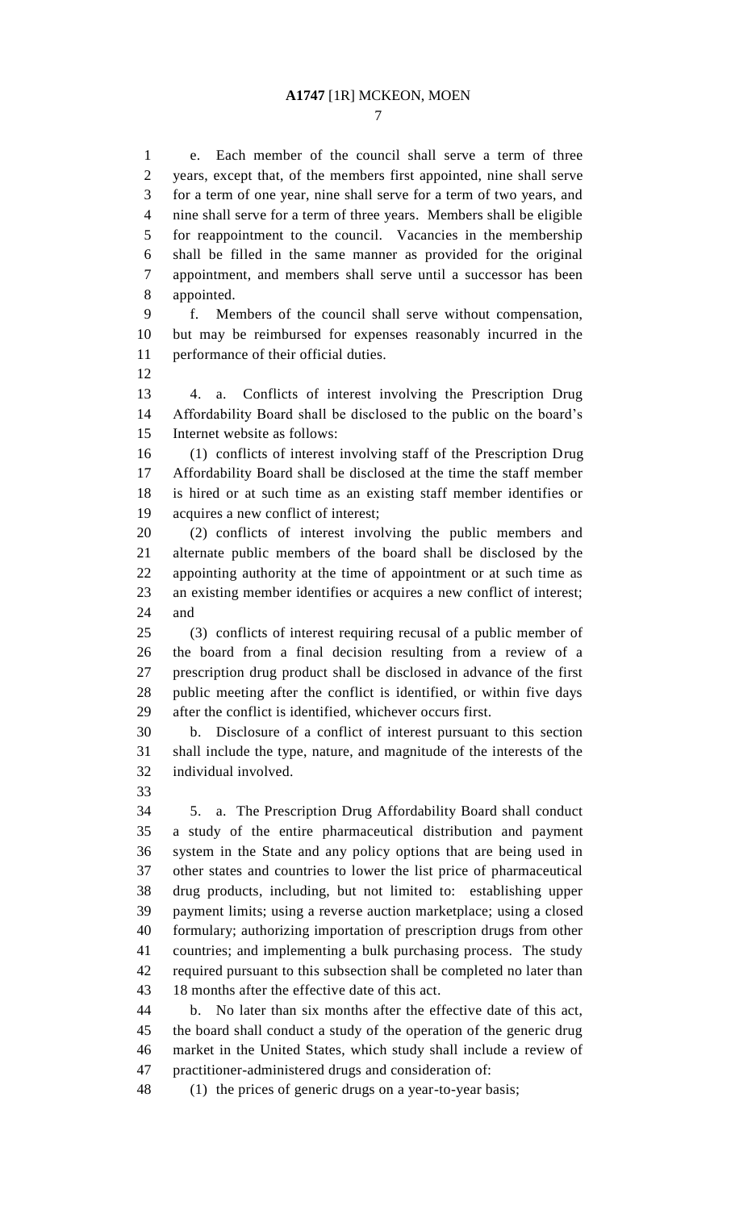e. Each member of the council shall serve a term of three years, except that, of the members first appointed, nine shall serve for a term of one year, nine shall serve for a term of two years, and nine shall serve for a term of three years. Members shall be eligible for reappointment to the council. Vacancies in the membership shall be filled in the same manner as provided for the original appointment, and members shall serve until a successor has been appointed.

f. Members of the council shall serve without compensation, but may be reimbursed for expenses reasonably incurred in the performance of their official duties.

4. a. Conflicts of interest involving the Prescription Drug Affordability Board shall be disclosed to the public on the board's Internet website as follows:

(1) conflicts of interest involving staff of the Prescription Drug Affordability Board shall be disclosed at the time the staff member is hired or at such time as an existing staff member identifies or acquires a new conflict of interest;

(2) conflicts of interest involving the public members and alternate public members of the board shall be disclosed by the appointing authority at the time of appointment or at such time as an existing member identifies or acquires a new conflict of interest; and

(3) conflicts of interest requiring recusal of a public member of the board from a final decision resulting from a review of a prescription drug product shall be disclosed in advance of the first public meeting after the conflict is identified, or within five days after the conflict is identified, whichever occurs first.

b. Disclosure of a conflict of interest pursuant to this section shall include the type, nature, and magnitude of the interests of the individual involved.

5. a. The Prescription Drug Affordability Board shall conduct a study of the entire pharmaceutical distribution and payment system in the State and any policy options that are being used in other states and countries to lower the list price of pharmaceutical drug products, including, but not limited to: establishing upper payment limits; using a reverse auction marketplace; using a closed formulary; authorizing importation of prescription drugs from other countries; and implementing a bulk purchasing process. The study required pursuant to this subsection shall be completed no later than 18 months after the effective date of this act.

b. No later than six months after the effective date of this act, the board shall conduct a study of the operation of the generic drug market in the United States, which study shall include a review of practitioner-administered drugs and consideration of:

(1) the prices of generic drugs on a year-to-year basis;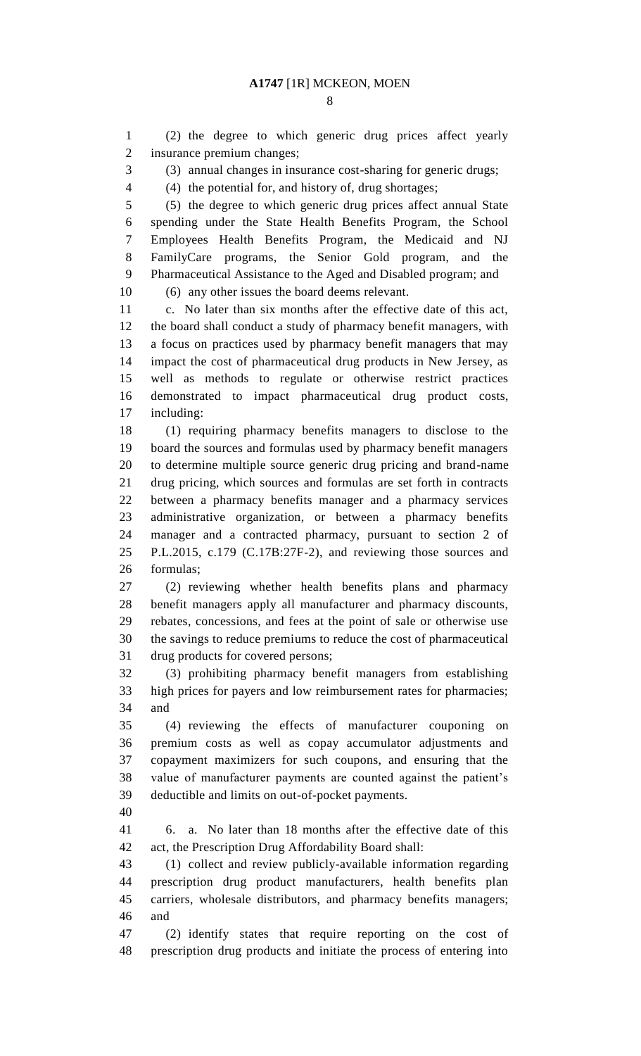(2) the degree to which generic drug prices affect yearly insurance premium changes;

(3) annual changes in insurance cost-sharing for generic drugs;

(4) the potential for, and history of, drug shortages;

(5) the degree to which generic drug prices affect annual State spending under the State Health Benefits Program, the School Employees Health Benefits Program, the Medicaid and NJ FamilyCare programs, the Senior Gold program, and the Pharmaceutical Assistance to the Aged and Disabled program; and

(6) any other issues the board deems relevant.

c. No later than six months after the effective date of this act, the board shall conduct a study of pharmacy benefit managers, with a focus on practices used by pharmacy benefit managers that may impact the cost of pharmaceutical drug products in New Jersey, as well as methods to regulate or otherwise restrict practices demonstrated to impact pharmaceutical drug product costs, including:

(1) requiring pharmacy benefits managers to disclose to the board the sources and formulas used by pharmacy benefit managers to determine multiple source generic drug pricing and brand-name drug pricing, which sources and formulas are set forth in contracts between a pharmacy benefits manager and a pharmacy services administrative organization, or between a pharmacy benefits manager and a contracted pharmacy, pursuant to section 2 of P.L.2015, c.179 (C.17B:27F-2), and reviewing those sources and formulas;

(2) reviewing whether health benefits plans and pharmacy benefit managers apply all manufacturer and pharmacy discounts, rebates, concessions, and fees at the point of sale or otherwise use the savings to reduce premiums to reduce the cost of pharmaceutical drug products for covered persons;

(3) prohibiting pharmacy benefit managers from establishing high prices for payers and low reimbursement rates for pharmacies; and

(4) reviewing the effects of manufacturer couponing on premium costs as well as copay accumulator adjustments and copayment maximizers for such coupons, and ensuring that the value of manufacturer payments are counted against the patient's deductible and limits on out-of-pocket payments.

6. a. No later than 18 months after the effective date of this act, the Prescription Drug Affordability Board shall:

(1) collect and review publicly-available information regarding prescription drug product manufacturers, health benefits plan carriers, wholesale distributors, and pharmacy benefits managers; and

(2) identify states that require reporting on the cost of prescription drug products and initiate the process of entering into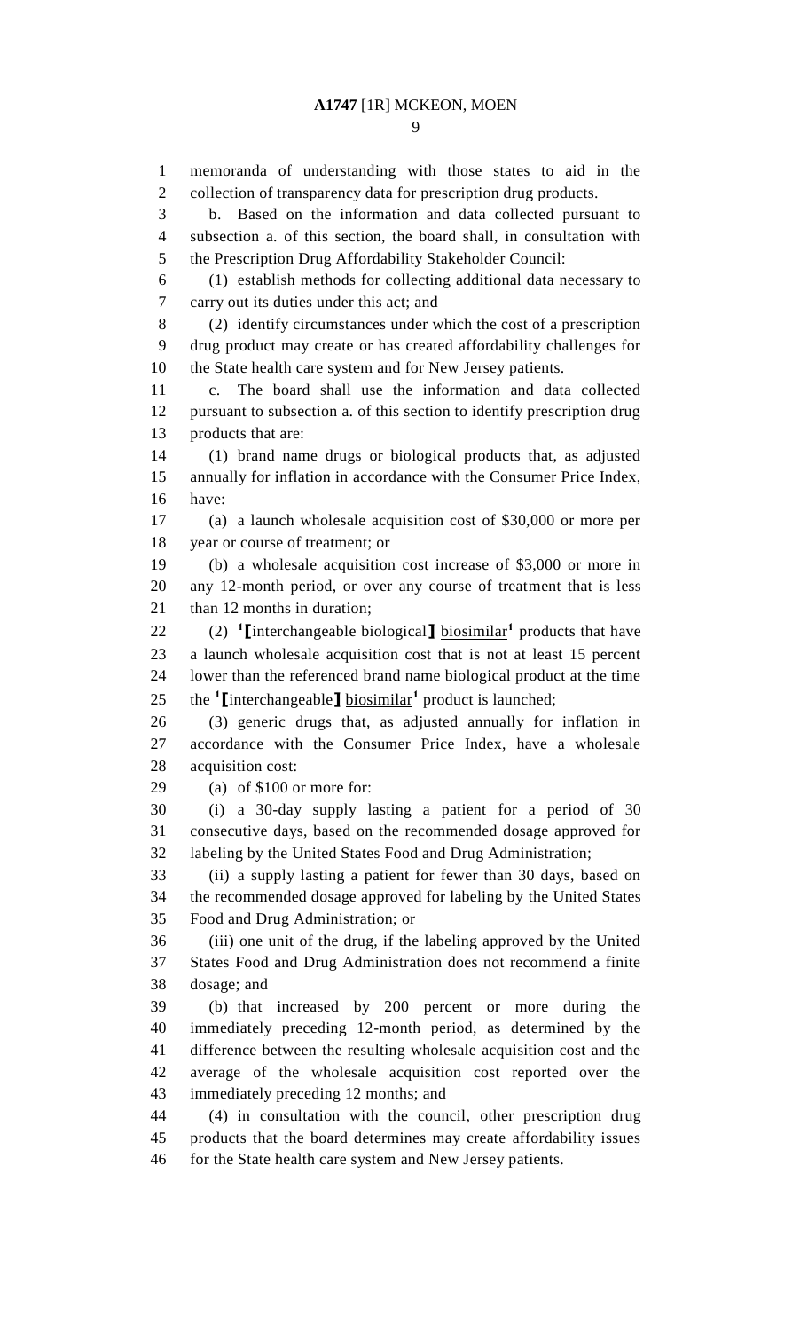memoranda of understanding with those states to aid in the collection of transparency data for prescription drug products.

b. Based on the information and data collected pursuant to subsection a. of this section, the board shall, in consultation with the Prescription Drug Affordability Stakeholder Council:

(1) establish methods for collecting additional data necessary to carry out its duties under this act; and

(2) identify circumstances under which the cost of a prescription drug product may create or has created affordability challenges for the State health care system and for New Jersey patients.

c. The board shall use the information and data collected pursuant to subsection a. of this section to identify prescription drug products that are:

(1) brand name drugs or biological products that, as adjusted annually for inflation in accordance with the Consumer Price Index, have:

(a) a launch wholesale acquisition cost of $30,000 or more per year or course of treatment; or

(b) a wholesale acquisition cost increase of $3,000 or more in any 12-month period, or over any course of treatment that is less than 12 months in duration;

(2) [1]【interchangeable biological】 <u>biosimilar</u>[1] products that have a launch wholesale acquisition cost that is not at least 15 percent lower than the referenced brand name biological product at the time the [1]【interchangeable】 <u>biosimilar</u>[1] product is launched;

(3) generic drugs that, as adjusted annually for inflation in accordance with the Consumer Price Index, have a wholesale acquisition cost:

(a) of $100 or more for:

(i) a 30-day supply lasting a patient for a period of 30 consecutive days, based on the recommended dosage approved for labeling by the United States Food and Drug Administration;

(ii) a supply lasting a patient for fewer than 30 days, based on the recommended dosage approved for labeling by the United States Food and Drug Administration; or

(iii) one unit of the drug, if the labeling approved by the United States Food and Drug Administration does not recommend a finite dosage; and

(b) that increased by 200 percent or more during the immediately preceding 12-month period, as determined by the difference between the resulting wholesale acquisition cost and the average of the wholesale acquisition cost reported over the immediately preceding 12 months; and

(4) in consultation with the council, other prescription drug products that the board determines may create affordability issues for the State health care system and New Jersey patients.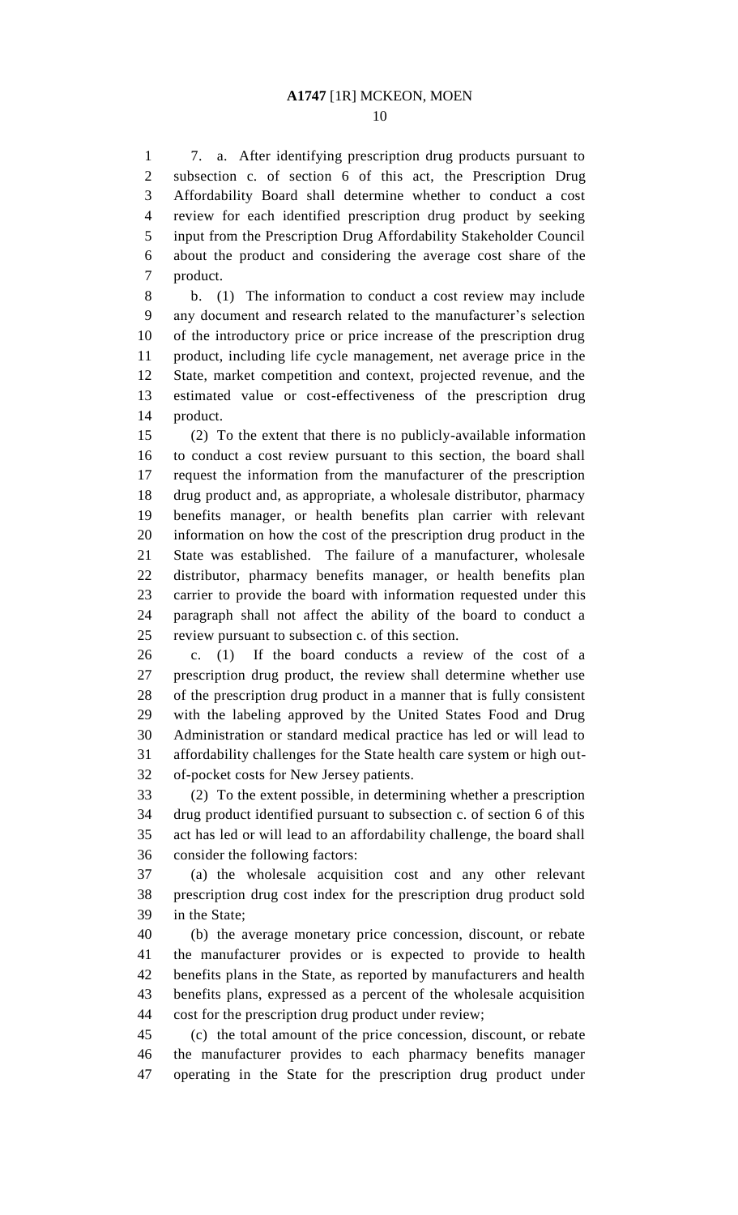7. a. After identifying prescription drug products pursuant to subsection c. of section 6 of this act, the Prescription Drug Affordability Board shall determine whether to conduct a cost review for each identified prescription drug product by seeking input from the Prescription Drug Affordability Stakeholder Council about the product and considering the average cost share of the product.

b. (1) The information to conduct a cost review may include any document and research related to the manufacturer's selection of the introductory price or price increase of the prescription drug product, including life cycle management, net average price in the State, market competition and context, projected revenue, and the estimated value or cost-effectiveness of the prescription drug product.

(2) To the extent that there is no publicly-available information to conduct a cost review pursuant to this section, the board shall request the information from the manufacturer of the prescription drug product and, as appropriate, a wholesale distributor, pharmacy benefits manager, or health benefits plan carrier with relevant information on how the cost of the prescription drug product in the State was established. The failure of a manufacturer, wholesale distributor, pharmacy benefits manager, or health benefits plan carrier to provide the board with information requested under this paragraph shall not affect the ability of the board to conduct a review pursuant to subsection c. of this section.

c. (1) If the board conducts a review of the cost of a prescription drug product, the review shall determine whether use of the prescription drug product in a manner that is fully consistent with the labeling approved by the United States Food and Drug Administration or standard medical practice has led or will lead to affordability challenges for the State health care system or high out-of-pocket costs for New Jersey patients.

(2) To the extent possible, in determining whether a prescription drug product identified pursuant to subsection c. of section 6 of this act has led or will lead to an affordability challenge, the board shall consider the following factors:

(a) the wholesale acquisition cost and any other relevant prescription drug cost index for the prescription drug product sold in the State;

(b) the average monetary price concession, discount, or rebate the manufacturer provides or is expected to provide to health benefits plans in the State, as reported by manufacturers and health benefits plans, expressed as a percent of the wholesale acquisition cost for the prescription drug product under review;

(c) the total amount of the price concession, discount, or rebate the manufacturer provides to each pharmacy benefits manager operating in the State for the prescription drug product under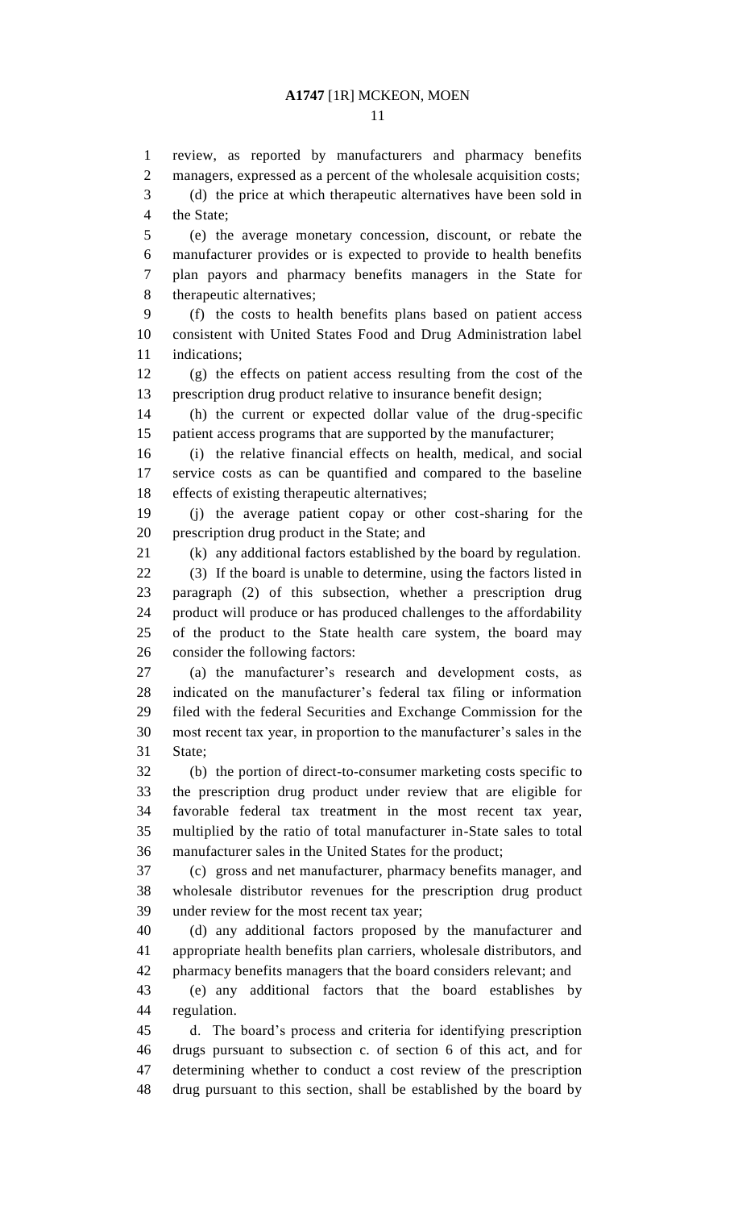review, as reported by manufacturers and pharmacy benefits managers, expressed as a percent of the wholesale acquisition costs;

(d) the price at which therapeutic alternatives have been sold in the State;

(e) the average monetary concession, discount, or rebate the manufacturer provides or is expected to provide to health benefits plan payors and pharmacy benefits managers in the State for therapeutic alternatives;

(f) the costs to health benefits plans based on patient access consistent with United States Food and Drug Administration label indications;

(g) the effects on patient access resulting from the cost of the prescription drug product relative to insurance benefit design;

(h) the current or expected dollar value of the drug-specific patient access programs that are supported by the manufacturer;

(i) the relative financial effects on health, medical, and social service costs as can be quantified and compared to the baseline effects of existing therapeutic alternatives;

(j) the average patient copay or other cost-sharing for the prescription drug product in the State; and

(k) any additional factors established by the board by regulation.

(3) If the board is unable to determine, using the factors listed in paragraph (2) of this subsection, whether a prescription drug product will produce or has produced challenges to the affordability of the product to the State health care system, the board may consider the following factors:

(a) the manufacturer's research and development costs, as indicated on the manufacturer's federal tax filing or information filed with the federal Securities and Exchange Commission for the most recent tax year, in proportion to the manufacturer's sales in the State;

(b) the portion of direct-to-consumer marketing costs specific to the prescription drug product under review that are eligible for favorable federal tax treatment in the most recent tax year, multiplied by the ratio of total manufacturer in-State sales to total manufacturer sales in the United States for the product;

(c) gross and net manufacturer, pharmacy benefits manager, and wholesale distributor revenues for the prescription drug product under review for the most recent tax year;

(d) any additional factors proposed by the manufacturer and appropriate health benefits plan carriers, wholesale distributors, and pharmacy benefits managers that the board considers relevant; and

(e) any additional factors that the board establishes by regulation.

d. The board's process and criteria for identifying prescription drugs pursuant to subsection c. of section 6 of this act, and for determining whether to conduct a cost review of the prescription drug pursuant to this section, shall be established by the board by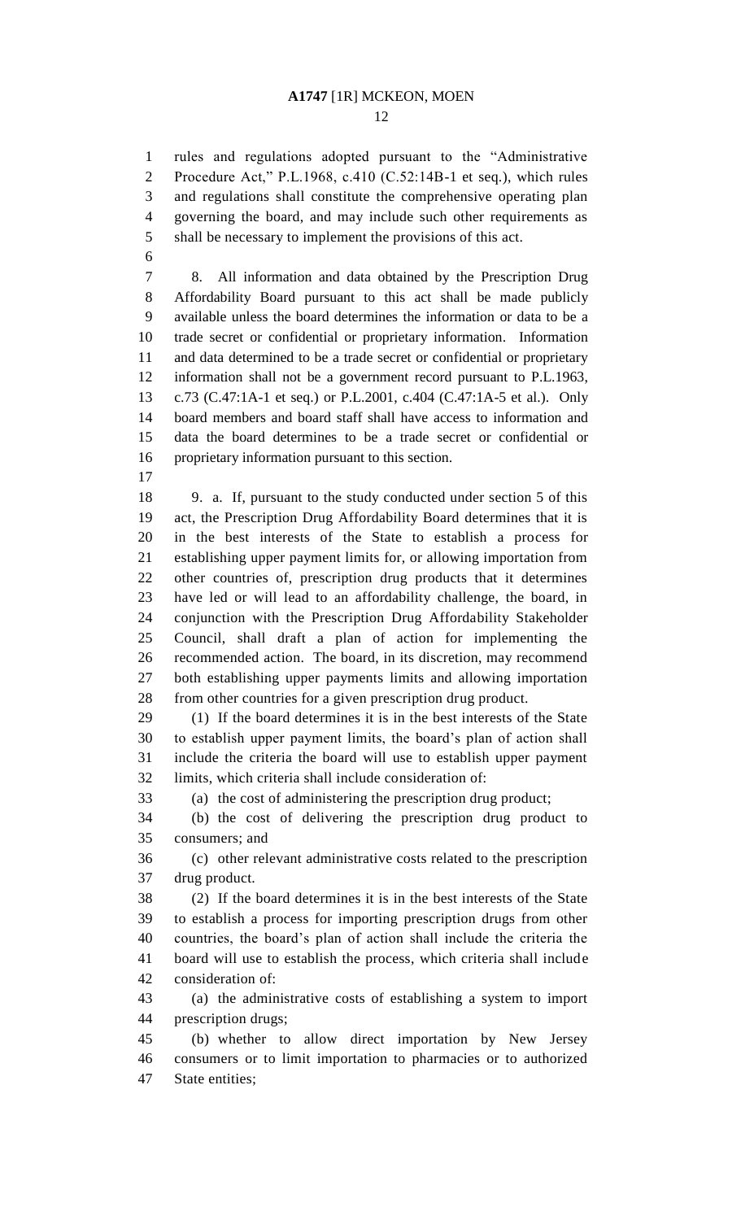rules and regulations adopted pursuant to the "Administrative Procedure Act," P.L.1968, c.410 (C.52:14B-1 et seq.), which rules and regulations shall constitute the comprehensive operating plan governing the board, and may include such other requirements as shall be necessary to implement the provisions of this act.

8. All information and data obtained by the Prescription Drug Affordability Board pursuant to this act shall be made publicly available unless the board determines the information or data to be a trade secret or confidential or proprietary information. Information and data determined to be a trade secret or confidential or proprietary information shall not be a government record pursuant to P.L.1963, c.73 (C.47:1A-1 et seq.) or P.L.2001, c.404 (C.47:1A-5 et al.). Only board members and board staff shall have access to information and data the board determines to be a trade secret or confidential or proprietary information pursuant to this section.

9. a. If, pursuant to the study conducted under section 5 of this act, the Prescription Drug Affordability Board determines that it is in the best interests of the State to establish a process for establishing upper payment limits for, or allowing importation from other countries of, prescription drug products that it determines have led or will lead to an affordability challenge, the board, in conjunction with the Prescription Drug Affordability Stakeholder Council, shall draft a plan of action for implementing the recommended action. The board, in its discretion, may recommend both establishing upper payments limits and allowing importation from other countries for a given prescription drug product.

(1) If the board determines it is in the best interests of the State to establish upper payment limits, the board's plan of action shall include the criteria the board will use to establish upper payment limits, which criteria shall include consideration of:

(a) the cost of administering the prescription drug product;

(b) the cost of delivering the prescription drug product to consumers; and

(c) other relevant administrative costs related to the prescription drug product.

(2) If the board determines it is in the best interests of the State to establish a process for importing prescription drugs from other countries, the board's plan of action shall include the criteria the board will use to establish the process, which criteria shall include consideration of:

(a) the administrative costs of establishing a system to import prescription drugs;

(b) whether to allow direct importation by New Jersey consumers or to limit importation to pharmacies or to authorized State entities;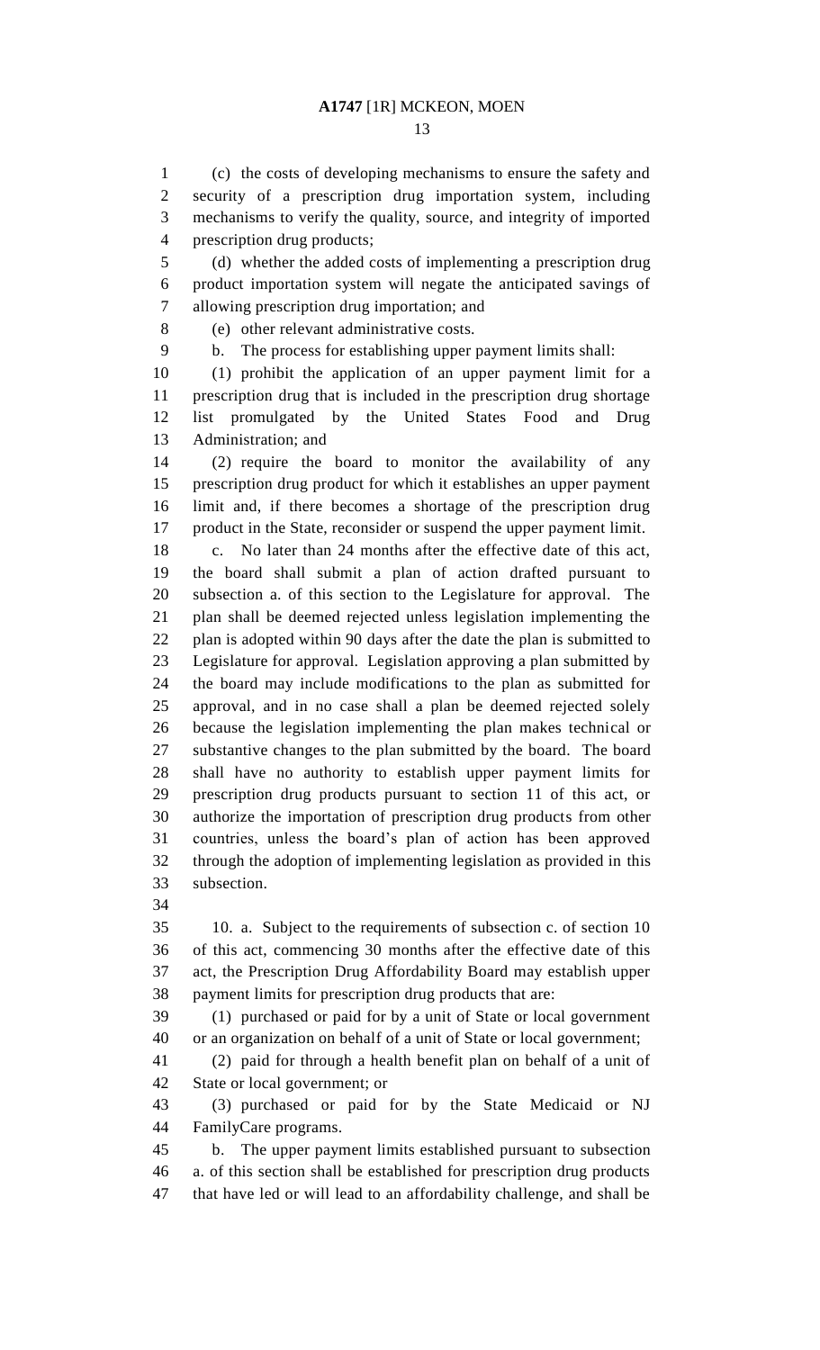(c) the costs of developing mechanisms to ensure the safety and security of a prescription drug importation system, including mechanisms to verify the quality, source, and integrity of imported prescription drug products;

(d) whether the added costs of implementing a prescription drug product importation system will negate the anticipated savings of allowing prescription drug importation; and

(e) other relevant administrative costs.

b. The process for establishing upper payment limits shall:

(1) prohibit the application of an upper payment limit for a prescription drug that is included in the prescription drug shortage list promulgated by the United States Food and Drug Administration; and

(2) require the board to monitor the availability of any prescription drug product for which it establishes an upper payment limit and, if there becomes a shortage of the prescription drug product in the State, reconsider or suspend the upper payment limit.

c. No later than 24 months after the effective date of this act, the board shall submit a plan of action drafted pursuant to subsection a. of this section to the Legislature for approval. The plan shall be deemed rejected unless legislation implementing the plan is adopted within 90 days after the date the plan is submitted to Legislature for approval. Legislation approving a plan submitted by the board may include modifications to the plan as submitted for approval, and in no case shall a plan be deemed rejected solely because the legislation implementing the plan makes technical or substantive changes to the plan submitted by the board. The board shall have no authority to establish upper payment limits for prescription drug products pursuant to section 11 of this act, or authorize the importation of prescription drug products from other countries, unless the board's plan of action has been approved through the adoption of implementing legislation as provided in this subsection.

10. a. Subject to the requirements of subsection c. of section 10 of this act, commencing 30 months after the effective date of this act, the Prescription Drug Affordability Board may establish upper payment limits for prescription drug products that are:

(1) purchased or paid for by a unit of State or local government or an organization on behalf of a unit of State or local government;

(2) paid for through a health benefit plan on behalf of a unit of State or local government; or

(3) purchased or paid for by the State Medicaid or NJ FamilyCare programs.

b. The upper payment limits established pursuant to subsection a. of this section shall be established for prescription drug products that have led or will lead to an affordability challenge, and shall be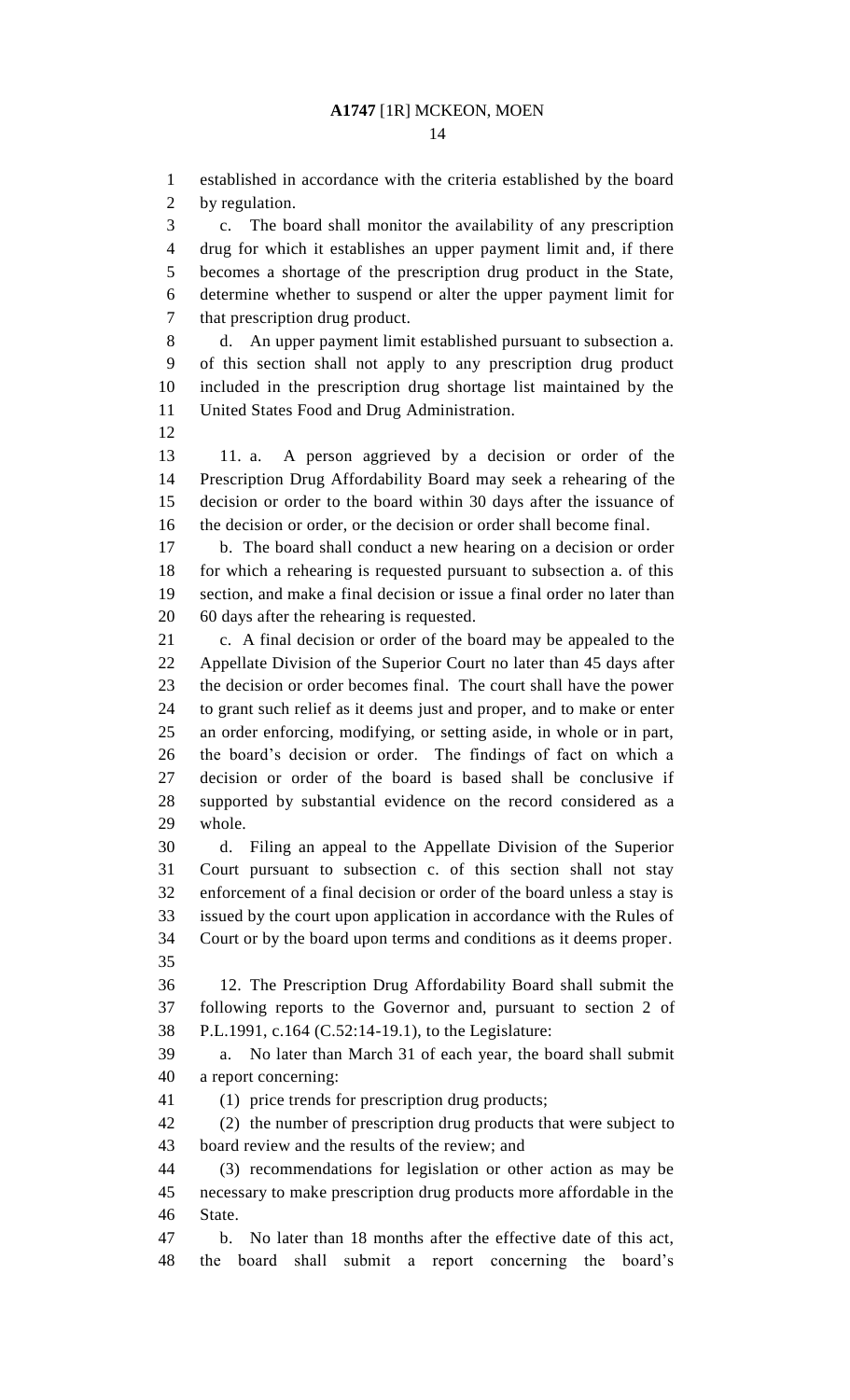established in accordance with the criteria established by the board by regulation.

c. The board shall monitor the availability of any prescription drug for which it establishes an upper payment limit and, if there becomes a shortage of the prescription drug product in the State, determine whether to suspend or alter the upper payment limit for that prescription drug product.

d. An upper payment limit established pursuant to subsection a. of this section shall not apply to any prescription drug product included in the prescription drug shortage list maintained by the United States Food and Drug Administration.

11. a. A person aggrieved by a decision or order of the Prescription Drug Affordability Board may seek a rehearing of the decision or order to the board within 30 days after the issuance of the decision or order, or the decision or order shall become final.

b. The board shall conduct a new hearing on a decision or order for which a rehearing is requested pursuant to subsection a. of this section, and make a final decision or issue a final order no later than 60 days after the rehearing is requested.

c. A final decision or order of the board may be appealed to the Appellate Division of the Superior Court no later than 45 days after the decision or order becomes final. The court shall have the power to grant such relief as it deems just and proper, and to make or enter an order enforcing, modifying, or setting aside, in whole or in part, the board's decision or order. The findings of fact on which a decision or order of the board is based shall be conclusive if supported by substantial evidence on the record considered as a whole.

d. Filing an appeal to the Appellate Division of the Superior Court pursuant to subsection c. of this section shall not stay enforcement of a final decision or order of the board unless a stay is issued by the court upon application in accordance with the Rules of Court or by the board upon terms and conditions as it deems proper.

12. The Prescription Drug Affordability Board shall submit the following reports to the Governor and, pursuant to section 2 of P.L.1991, c.164 (C.52:14-19.1), to the Legislature:

a. No later than March 31 of each year, the board shall submit a report concerning:

(1) price trends for prescription drug products;

(2) the number of prescription drug products that were subject to board review and the results of the review; and

(3) recommendations for legislation or other action as may be necessary to make prescription drug products more affordable in the State.

b. No later than 18 months after the effective date of this act, the board shall submit a report concerning the board's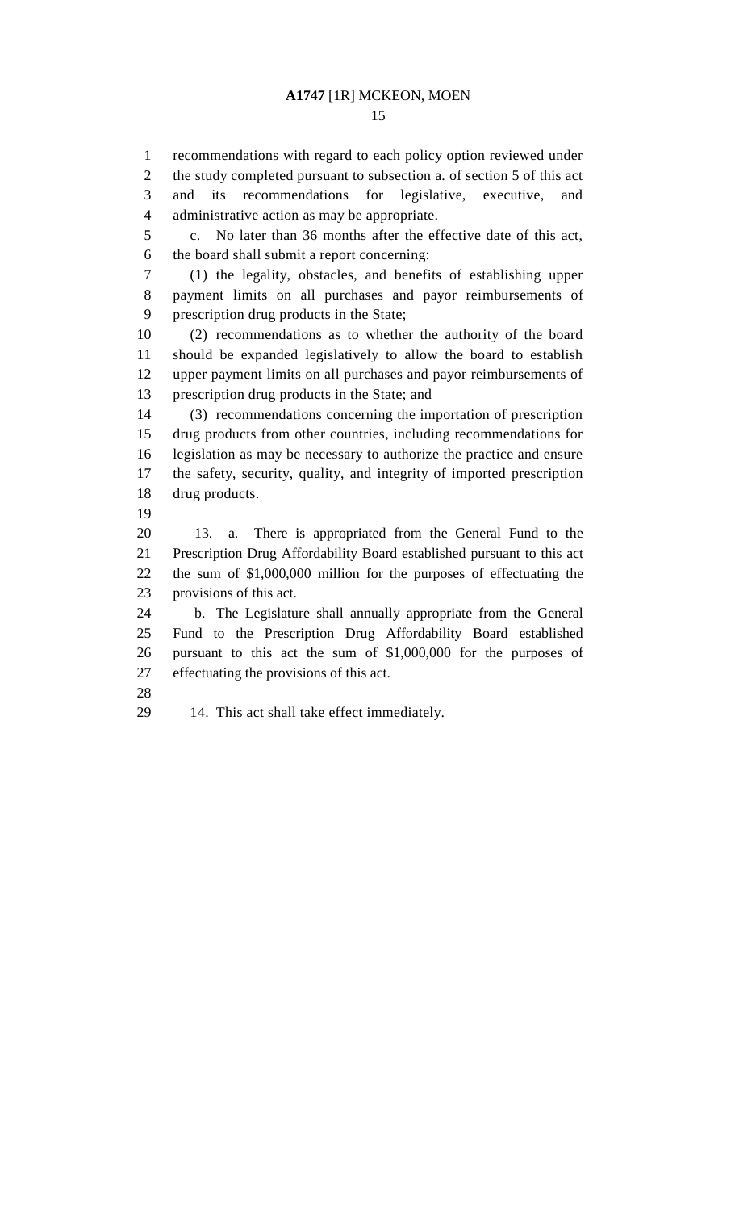recommendations with regard to each policy option reviewed under the study completed pursuant to subsection a. of section 5 of this act and its recommendations for legislative, executive, and administrative action as may be appropriate.

c. No later than 36 months after the effective date of this act, the board shall submit a report concerning:

(1) the legality, obstacles, and benefits of establishing upper payment limits on all purchases and payor reimbursements of prescription drug products in the State;

(2) recommendations as to whether the authority of the board should be expanded legislatively to allow the board to establish upper payment limits on all purchases and payor reimbursements of prescription drug products in the State; and

(3) recommendations concerning the importation of prescription drug products from other countries, including recommendations for legislation as may be necessary to authorize the practice and ensure the safety, security, quality, and integrity of imported prescription drug products.

13. a. There is appropriated from the General Fund to the Prescription Drug Affordability Board established pursuant to this act the sum of $1,000,000 million for the purposes of effectuating the provisions of this act.

b. The Legislature shall annually appropriate from the General Fund to the Prescription Drug Affordability Board established pursuant to this act the sum of $1,000,000 for the purposes of effectuating the provisions of this act.

14. This act shall take effect immediately.